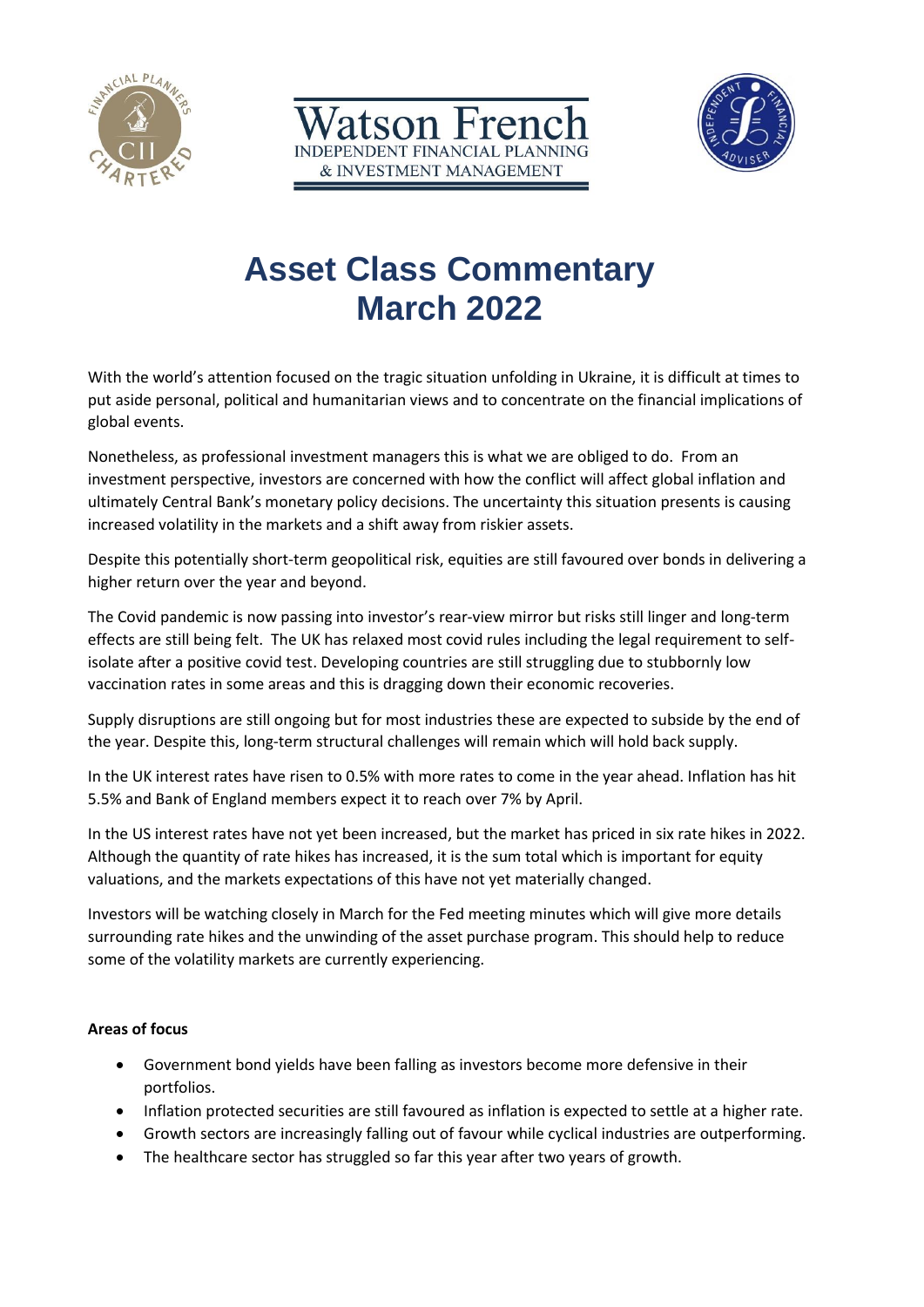Watson French
INDEPENDENT FINANCIAL PLANNING
& INVESTMENT MANAGEMENT

# Asset Class Commentary
# March 2022

With the world's attention focused on the tragic situation unfolding in Ukraine, it is difficult at times to put aside personal, political and humanitarian views and to concentrate on the financial implications of global events.

Nonetheless, as professional investment managers this is what we are obliged to do. From an investment perspective, investors are concerned with how the conflict will affect global inflation and ultimately Central Bank's monetary policy decisions. The uncertainty this situation presents is causing increased volatility in the markets and a shift away from riskier assets.

Despite this potentially short-term geopolitical risk, equities are still favoured over bonds in delivering a higher return over the year and beyond.

The Covid pandemic is now passing into investor's rear-view mirror but risks still linger and long-term effects are still being felt. The UK has relaxed most covid rules including the legal requirement to self-isolate after a positive covid test. Developing countries are still struggling due to stubbornly low vaccination rates in some areas and this is dragging down their economic recoveries.

Supply disruptions are still ongoing but for most industries these are expected to subside by the end of the year. Despite this, long-term structural challenges will remain which will hold back supply.

In the UK interest rates have risen to 0.5% with more rates to come in the year ahead. Inflation has hit 5.5% and Bank of England members expect it to reach over 7% by April.

In the US interest rates have not yet been increased, but the market has priced in six rate hikes in 2022. Although the quantity of rate hikes has increased, it is the sum total which is important for equity valuations, and the markets expectations of this have not yet materially changed.

Investors will be watching closely in March for the Fed meeting minutes which will give more details surrounding rate hikes and the unwinding of the asset purchase program. This should help to reduce some of the volatility markets are currently experiencing.

**Areas of focus**

- Government bond yields have been falling as investors become more defensive in their portfolios.
- Inflation protected securities are still favoured as inflation is expected to settle at a higher rate.
- Growth sectors are increasingly falling out of favour while cyclical industries are outperforming.
- The healthcare sector has struggled so far this year after two years of growth.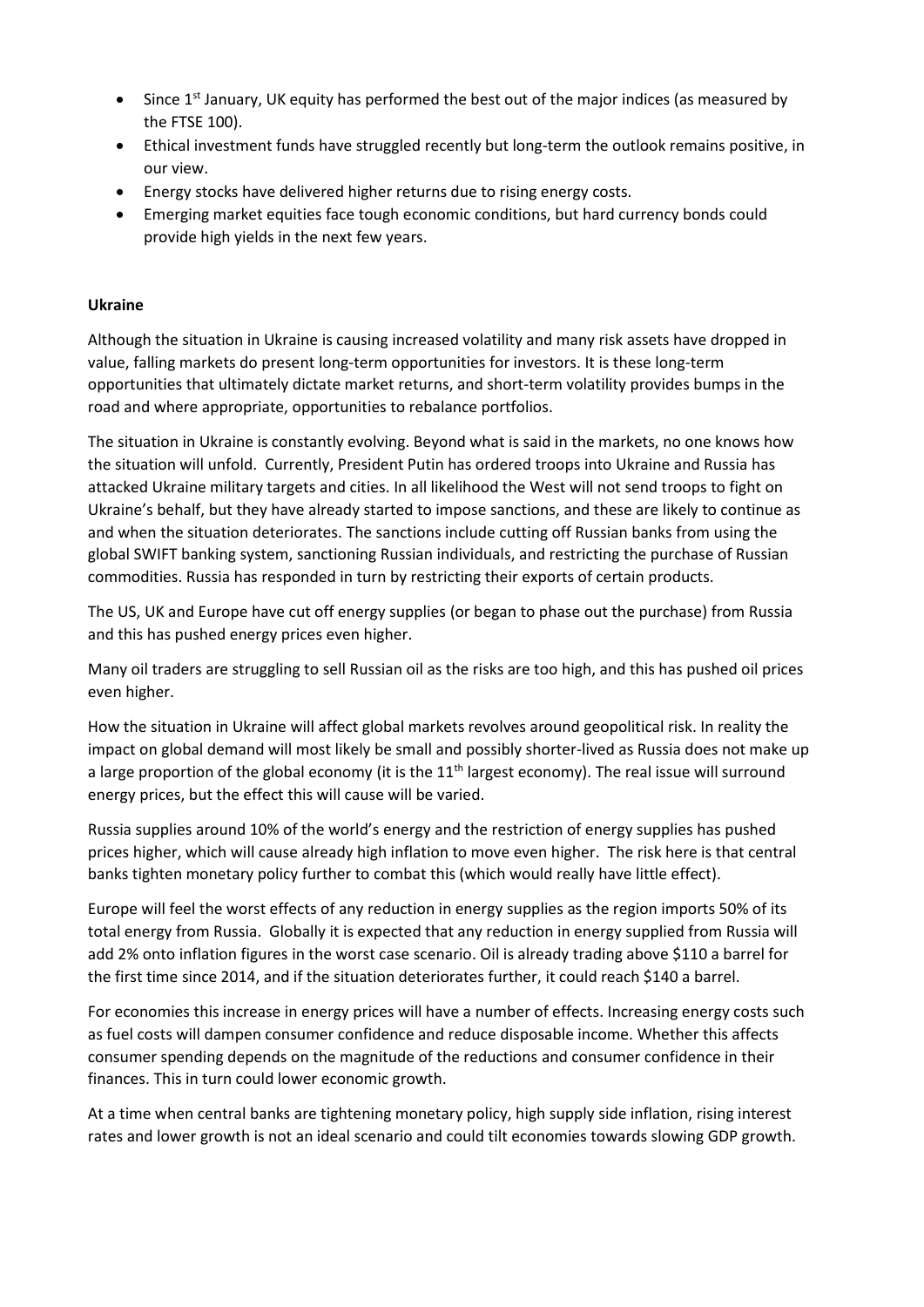- Since 1st January, UK equity has performed the best out of the major indices (as measured by the FTSE 100).
- Ethical investment funds have struggled recently but long-term the outlook remains positive, in our view.
- Energy stocks have delivered higher returns due to rising energy costs.
- Emerging market equities face tough economic conditions, but hard currency bonds could provide high yields in the next few years.

**Ukraine**

Although the situation in Ukraine is causing increased volatility and many risk assets have dropped in value, falling markets do present long-term opportunities for investors. It is these long-term opportunities that ultimately dictate market returns, and short-term volatility provides bumps in the road and where appropriate, opportunities to rebalance portfolios.

The situation in Ukraine is constantly evolving. Beyond what is said in the markets, no one knows how the situation will unfold. Currently, President Putin has ordered troops into Ukraine and Russia has attacked Ukraine military targets and cities. In all likelihood the West will not send troops to fight on Ukraine's behalf, but they have already started to impose sanctions, and these are likely to continue as and when the situation deteriorates. The sanctions include cutting off Russian banks from using the global SWIFT banking system, sanctioning Russian individuals, and restricting the purchase of Russian commodities. Russia has responded in turn by restricting their exports of certain products.

The US, UK and Europe have cut off energy supplies (or began to phase out the purchase) from Russia and this has pushed energy prices even higher.

Many oil traders are struggling to sell Russian oil as the risks are too high, and this has pushed oil prices even higher.

How the situation in Ukraine will affect global markets revolves around geopolitical risk. In reality the impact on global demand will most likely be small and possibly shorter-lived as Russia does not make up a large proportion of the global economy (it is the 11th largest economy). The real issue will surround energy prices, but the effect this will cause will be varied.

Russia supplies around 10% of the world's energy and the restriction of energy supplies has pushed prices higher, which will cause already high inflation to move even higher. The risk here is that central banks tighten monetary policy further to combat this (which would really have little effect).

Europe will feel the worst effects of any reduction in energy supplies as the region imports 50% of its total energy from Russia. Globally it is expected that any reduction in energy supplied from Russia will add 2% onto inflation figures in the worst case scenario. Oil is already trading above $110 a barrel for the first time since 2014, and if the situation deteriorates further, it could reach $140 a barrel.

For economies this increase in energy prices will have a number of effects. Increasing energy costs such as fuel costs will dampen consumer confidence and reduce disposable income. Whether this affects consumer spending depends on the magnitude of the reductions and consumer confidence in their finances. This in turn could lower economic growth.

At a time when central banks are tightening monetary policy, high supply side inflation, rising interest rates and lower growth is not an ideal scenario and could tilt economies towards slowing GDP growth.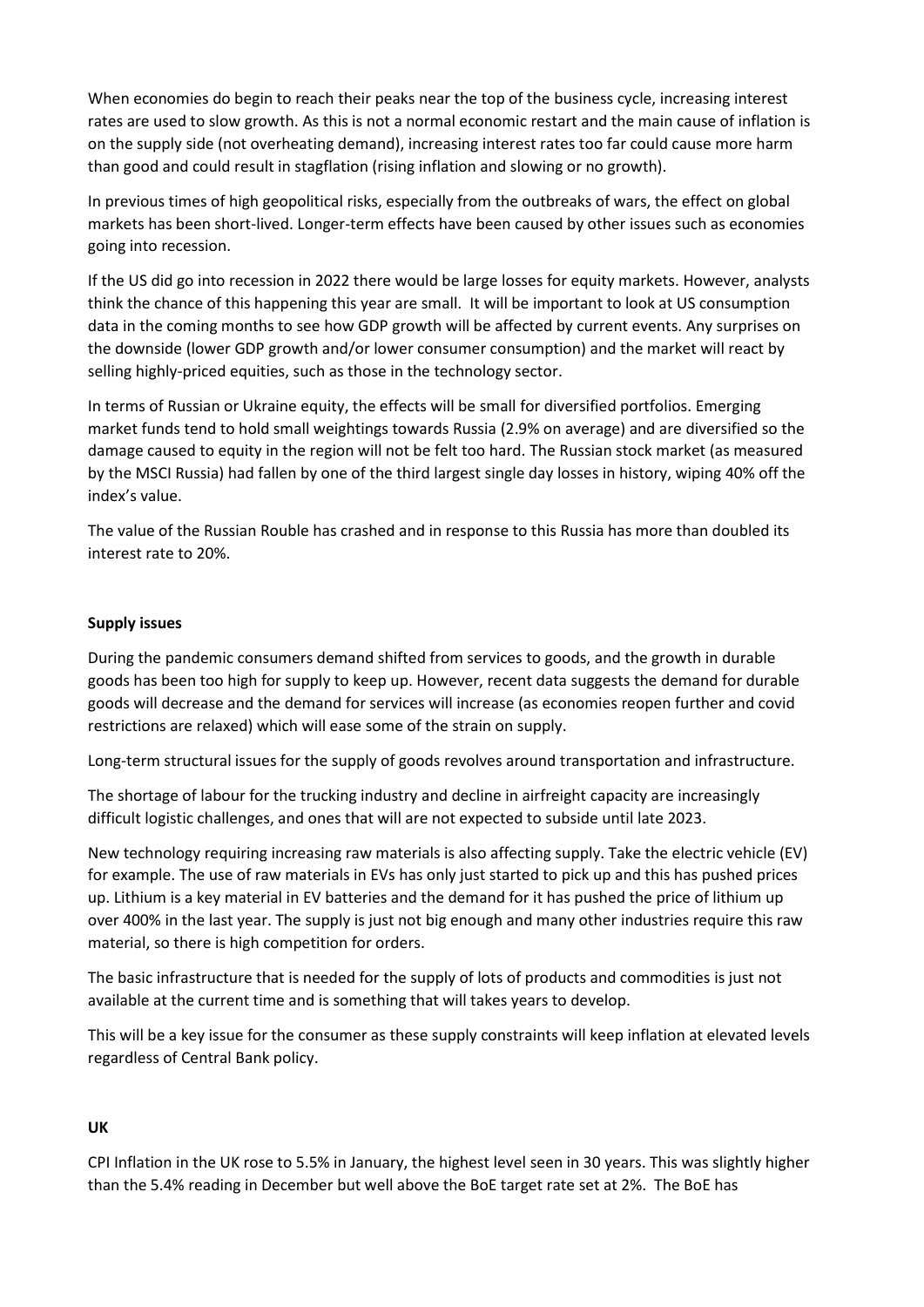When economies do begin to reach their peaks near the top of the business cycle, increasing interest rates are used to slow growth. As this is not a normal economic restart and the main cause of inflation is on the supply side (not overheating demand), increasing interest rates too far could cause more harm than good and could result in stagflation (rising inflation and slowing or no growth).

In previous times of high geopolitical risks, especially from the outbreaks of wars, the effect on global markets has been short-lived. Longer-term effects have been caused by other issues such as economies going into recession.

If the US did go into recession in 2022 there would be large losses for equity markets. However, analysts think the chance of this happening this year are small. It will be important to look at US consumption data in the coming months to see how GDP growth will be affected by current events. Any surprises on the downside (lower GDP growth and/or lower consumer consumption) and the market will react by selling highly-priced equities, such as those in the technology sector.

In terms of Russian or Ukraine equity, the effects will be small for diversified portfolios. Emerging market funds tend to hold small weightings towards Russia (2.9% on average) and are diversified so the damage caused to equity in the region will not be felt too hard. The Russian stock market (as measured by the MSCI Russia) had fallen by one of the third largest single day losses in history, wiping 40% off the index's value.

The value of the Russian Rouble has crashed and in response to this Russia has more than doubled its interest rate to 20%.

**Supply issues**

During the pandemic consumers demand shifted from services to goods, and the growth in durable goods has been too high for supply to keep up. However, recent data suggests the demand for durable goods will decrease and the demand for services will increase (as economies reopen further and covid restrictions are relaxed) which will ease some of the strain on supply.

Long-term structural issues for the supply of goods revolves around transportation and infrastructure.

The shortage of labour for the trucking industry and decline in airfreight capacity are increasingly difficult logistic challenges, and ones that will are not expected to subside until late 2023.

New technology requiring increasing raw materials is also affecting supply. Take the electric vehicle (EV) for example. The use of raw materials in EVs has only just started to pick up and this has pushed prices up. Lithium is a key material in EV batteries and the demand for it has pushed the price of lithium up over 400% in the last year. The supply is just not big enough and many other industries require this raw material, so there is high competition for orders.

The basic infrastructure that is needed for the supply of lots of products and commodities is just not available at the current time and is something that will takes years to develop.

This will be a key issue for the consumer as these supply constraints will keep inflation at elevated levels regardless of Central Bank policy.

**UK**

CPI Inflation in the UK rose to 5.5% in January, the highest level seen in 30 years. This was slightly higher than the 5.4% reading in December but well above the BoE target rate set at 2%. The BoE has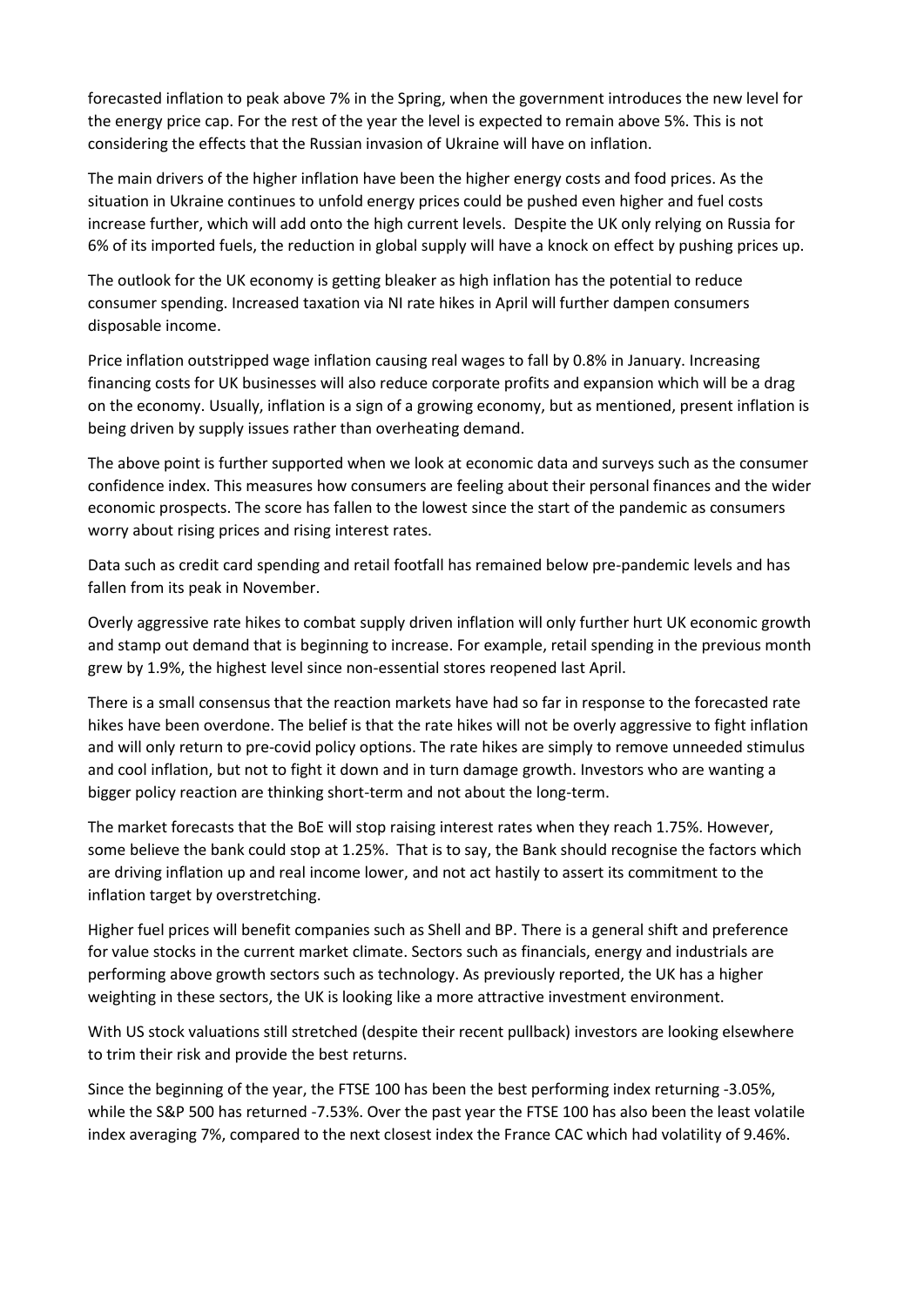forecasted inflation to peak above 7% in the Spring, when the government introduces the new level for the energy price cap. For the rest of the year the level is expected to remain above 5%. This is not considering the effects that the Russian invasion of Ukraine will have on inflation.

The main drivers of the higher inflation have been the higher energy costs and food prices. As the situation in Ukraine continues to unfold energy prices could be pushed even higher and fuel costs increase further, which will add onto the high current levels. Despite the UK only relying on Russia for 6% of its imported fuels, the reduction in global supply will have a knock on effect by pushing prices up.

The outlook for the UK economy is getting bleaker as high inflation has the potential to reduce consumer spending. Increased taxation via NI rate hikes in April will further dampen consumers disposable income.

Price inflation outstripped wage inflation causing real wages to fall by 0.8% in January. Increasing financing costs for UK businesses will also reduce corporate profits and expansion which will be a drag on the economy. Usually, inflation is a sign of a growing economy, but as mentioned, present inflation is being driven by supply issues rather than overheating demand.

The above point is further supported when we look at economic data and surveys such as the consumer confidence index. This measures how consumers are feeling about their personal finances and the wider economic prospects. The score has fallen to the lowest since the start of the pandemic as consumers worry about rising prices and rising interest rates.

Data such as credit card spending and retail footfall has remained below pre-pandemic levels and has fallen from its peak in November.

Overly aggressive rate hikes to combat supply driven inflation will only further hurt UK economic growth and stamp out demand that is beginning to increase. For example, retail spending in the previous month grew by 1.9%, the highest level since non-essential stores reopened last April.

There is a small consensus that the reaction markets have had so far in response to the forecasted rate hikes have been overdone. The belief is that the rate hikes will not be overly aggressive to fight inflation and will only return to pre-covid policy options. The rate hikes are simply to remove unneeded stimulus and cool inflation, but not to fight it down and in turn damage growth. Investors who are wanting a bigger policy reaction are thinking short-term and not about the long-term.

The market forecasts that the BoE will stop raising interest rates when they reach 1.75%. However, some believe the bank could stop at 1.25%. That is to say, the Bank should recognise the factors which are driving inflation up and real income lower, and not act hastily to assert its commitment to the inflation target by overstretching.

Higher fuel prices will benefit companies such as Shell and BP. There is a general shift and preference for value stocks in the current market climate. Sectors such as financials, energy and industrials are performing above growth sectors such as technology. As previously reported, the UK has a higher weighting in these sectors, the UK is looking like a more attractive investment environment.

With US stock valuations still stretched (despite their recent pullback) investors are looking elsewhere to trim their risk and provide the best returns.

Since the beginning of the year, the FTSE 100 has been the best performing index returning -3.05%, while the S&P 500 has returned -7.53%. Over the past year the FTSE 100 has also been the least volatile index averaging 7%, compared to the next closest index the France CAC which had volatility of 9.46%.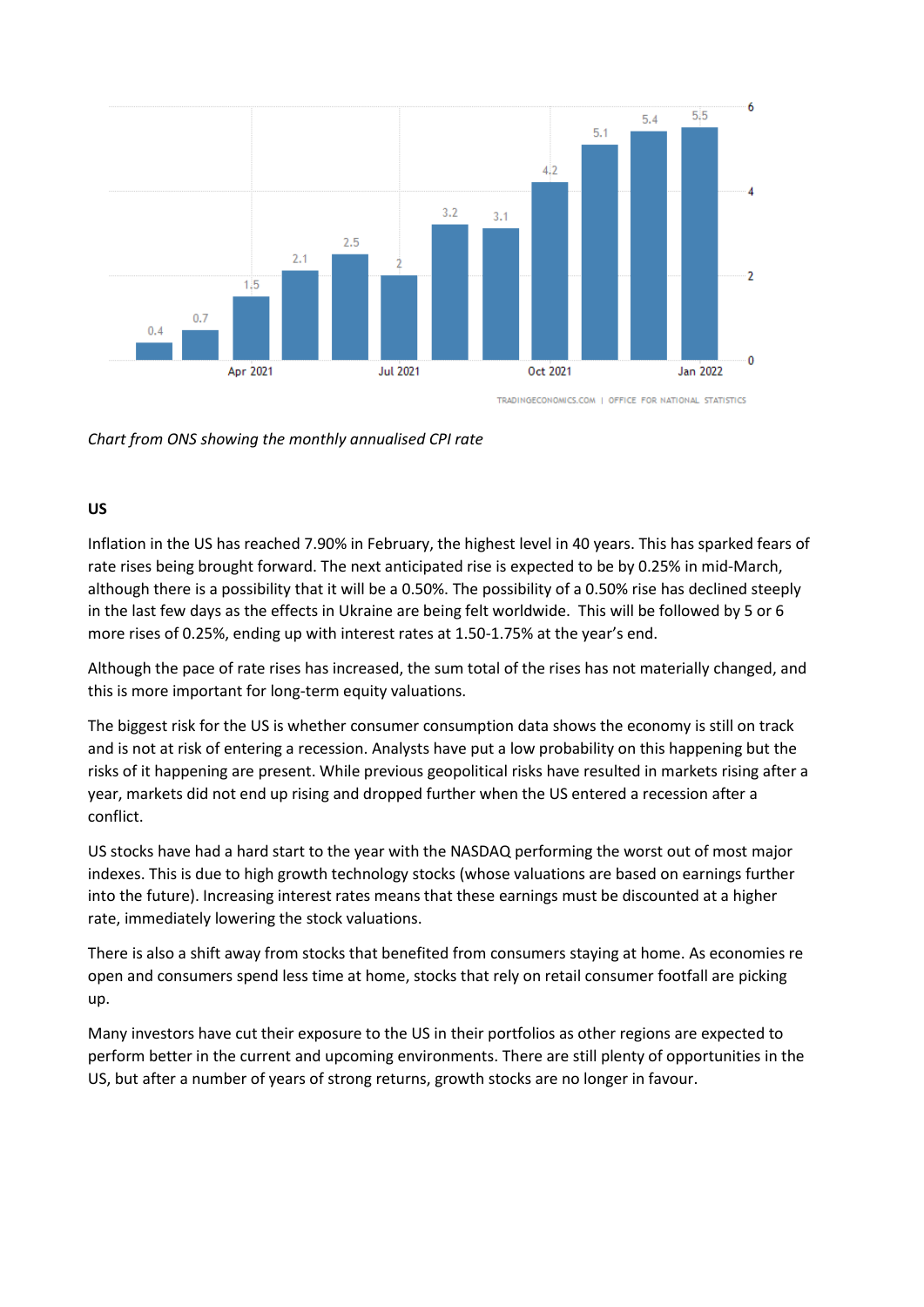*Chart from ONS showing the monthly annualised CPI rate*

**US**

Inflation in the US has reached 7.90% in February, the highest level in 40 years. This has sparked fears of rate rises being brought forward. The next anticipated rise is expected to be by 0.25% in mid-March, although there is a possibility that it will be a 0.50%. The possibility of a 0.50% rise has declined steeply in the last few days as the effects in Ukraine are being felt worldwide. This will be followed by 5 or 6 more rises of 0.25%, ending up with interest rates at 1.50-1.75% at the year's end.

Although the pace of rate rises has increased, the sum total of the rises has not materially changed, and this is more important for long-term equity valuations.

The biggest risk for the US is whether consumer consumption data shows the economy is still on track and is not at risk of entering a recession. Analysts have put a low probability on this happening but the risks of it happening are present. While previous geopolitical risks have resulted in markets rising after a year, markets did not end up rising and dropped further when the US entered a recession after a conflict.

US stocks have had a hard start to the year with the NASDAQ performing the worst out of most major indexes. This is due to high growth technology stocks (whose valuations are based on earnings further into the future). Increasing interest rates means that these earnings must be discounted at a higher rate, immediately lowering the stock valuations.

There is also a shift away from stocks that benefited from consumers staying at home. As economies re open and consumers spend less time at home, stocks that rely on retail consumer footfall are picking up.

Many investors have cut their exposure to the US in their portfolios as other regions are expected to perform better in the current and upcoming environments. There are still plenty of opportunities in the US, but after a number of years of strong returns, growth stocks are no longer in favour.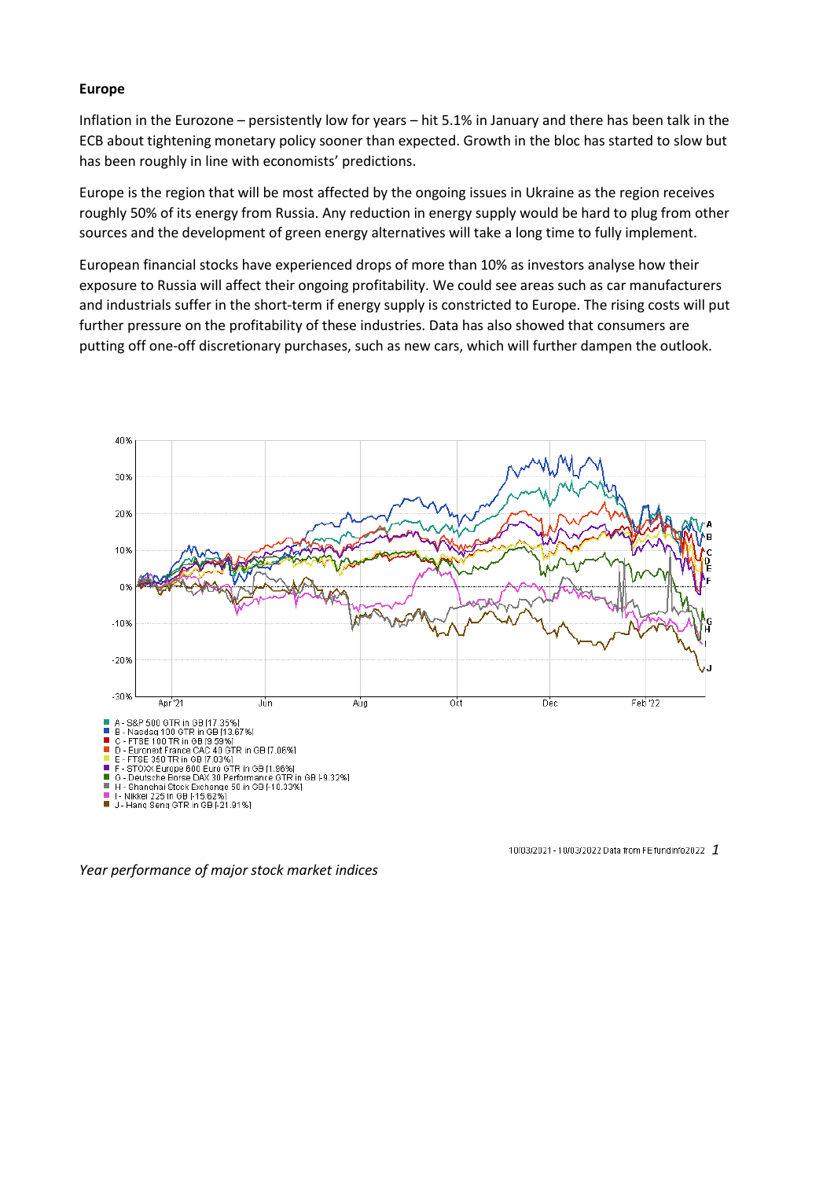**Europe**

Inflation in the Eurozone – persistently low for years – hit 5.1% in January and there has been talk in the ECB about tightening monetary policy sooner than expected. Growth in the bloc has started to slow but has been roughly in line with economists' predictions.

Europe is the region that will be most affected by the ongoing issues in Ukraine as the region receives roughly 50% of its energy from Russia. Any reduction in energy supply would be hard to plug from other sources and the development of green energy alternatives will take a long time to fully implement.

European financial stocks have experienced drops of more than 10% as investors analyse how their exposure to Russia will affect their ongoing profitability. We could see areas such as car manufacturers and industrials suffer in the short-term if energy supply is constricted to Europe. The rising costs will put further pressure on the profitability of these industries. Data has also showed that consumers are putting off one-off discretionary purchases, such as new cars, which will further dampen the outlook.

A - S&P 500 GTR in GB [17.35%]
B - Nasdaq 100 GTR in GB [13.67%]
C - FTSE 100 TR in GB [9.59%]
D - Euronext France CAC 40 GTR in GB [7.06%]
E - FTSE 350 TR in GB [7.03%]
F - STOXX Europe 600 Euro GTR in GB [1.96%]
G - Deutsche Borse DAX 30 Performance GTR in GB [-9.32%]
H - Shanghai Stock Exchange 50 in GB [-10.33%]
I - Nikkei 225 in GB [-15.62%]
J - Hang Seng GTR in GB [-21.91%]

10/03/2021 - 10/03/2022 Data from FE fundinfo2022

*Year performance of major stock market indices*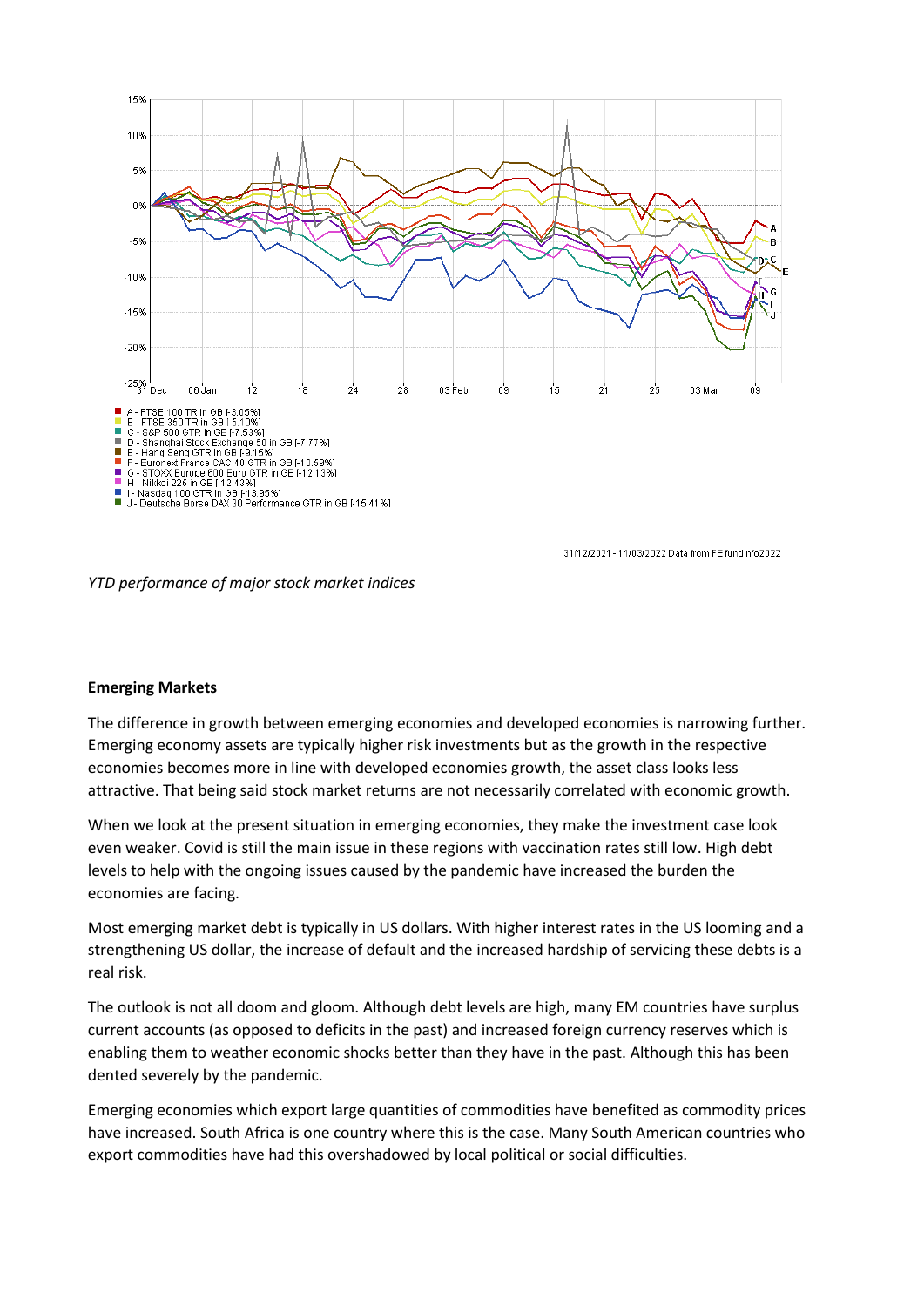*YTD performance of major stock market indices*

**Emerging Markets**

The difference in growth between emerging economies and developed economies is narrowing further. Emerging economy assets are typically higher risk investments but as the growth in the respective economies becomes more in line with developed economies growth, the asset class looks less attractive. That being said stock market returns are not necessarily correlated with economic growth.

When we look at the present situation in emerging economies, they make the investment case look even weaker. Covid is still the main issue in these regions with vaccination rates still low. High debt levels to help with the ongoing issues caused by the pandemic have increased the burden the economies are facing.

Most emerging market debt is typically in US dollars. With higher interest rates in the US looming and a strengthening US dollar, the increase of default and the increased hardship of servicing these debts is a real risk.

The outlook is not all doom and gloom. Although debt levels are high, many EM countries have surplus current accounts (as opposed to deficits in the past) and increased foreign currency reserves which is enabling them to weather economic shocks better than they have in the past. Although this has been dented severely by the pandemic.

Emerging economies which export large quantities of commodities have benefited as commodity prices have increased. South Africa is one country where this is the case. Many South American countries who export commodities have had this overshadowed by local political or social difficulties.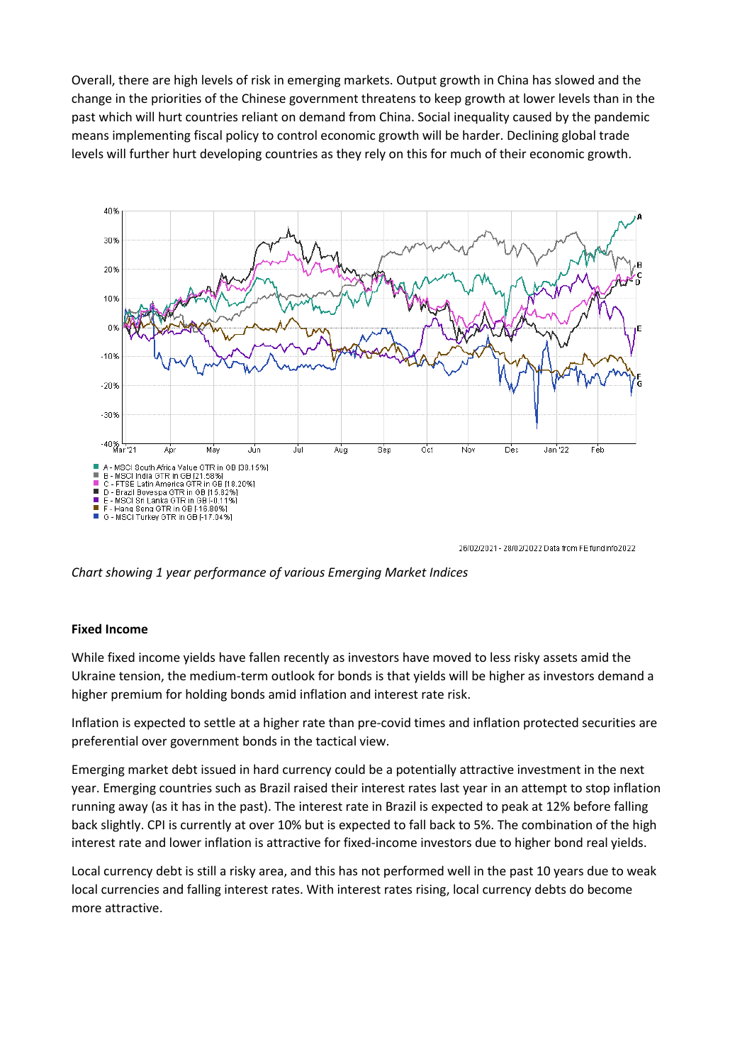Overall, there are high levels of risk in emerging markets. Output growth in China has slowed and the change in the priorities of the Chinese government threatens to keep growth at lower levels than in the past which will hurt countries reliant on demand from China. Social inequality caused by the pandemic means implementing fiscal policy to control economic growth will be harder. Declining global trade levels will further hurt developing countries as they rely on this for much of their economic growth.

- A - MSCI South Africa Value GTR in GB [38.15%]
- B - MSCI India GTR in GB [21.58%]
- C - FTSE Latin America GTR in GB [18.20%]
- D - Brazil Bovespa GTR in GB [15.82%]
- E - MSCI Sri Lanka GTR in GB [-0.11%]
- F - Hang Seng GTR in GB [-16.80%]
- G - MSCI Turkey GTR in GB [-17.04%]

26/02/2021 - 28/02/2022 Data from FE fundinfo2022

*Chart showing 1 year performance of various Emerging Market Indices*

**Fixed Income**

While fixed income yields have fallen recently as investors have moved to less risky assets amid the Ukraine tension, the medium-term outlook for bonds is that yields will be higher as investors demand a higher premium for holding bonds amid inflation and interest rate risk.

Inflation is expected to settle at a higher rate than pre-covid times and inflation protected securities are preferential over government bonds in the tactical view.

Emerging market debt issued in hard currency could be a potentially attractive investment in the next year. Emerging countries such as Brazil raised their interest rates last year in an attempt to stop inflation running away (as it has in the past). The interest rate in Brazil is expected to peak at 12% before falling back slightly. CPI is currently at over 10% but is expected to fall back to 5%. The combination of the high interest rate and lower inflation is attractive for fixed-income investors due to higher bond real yields.

Local currency debt is still a risky area, and this has not performed well in the past 10 years due to weak local currencies and falling interest rates. With interest rates rising, local currency debts do become more attractive.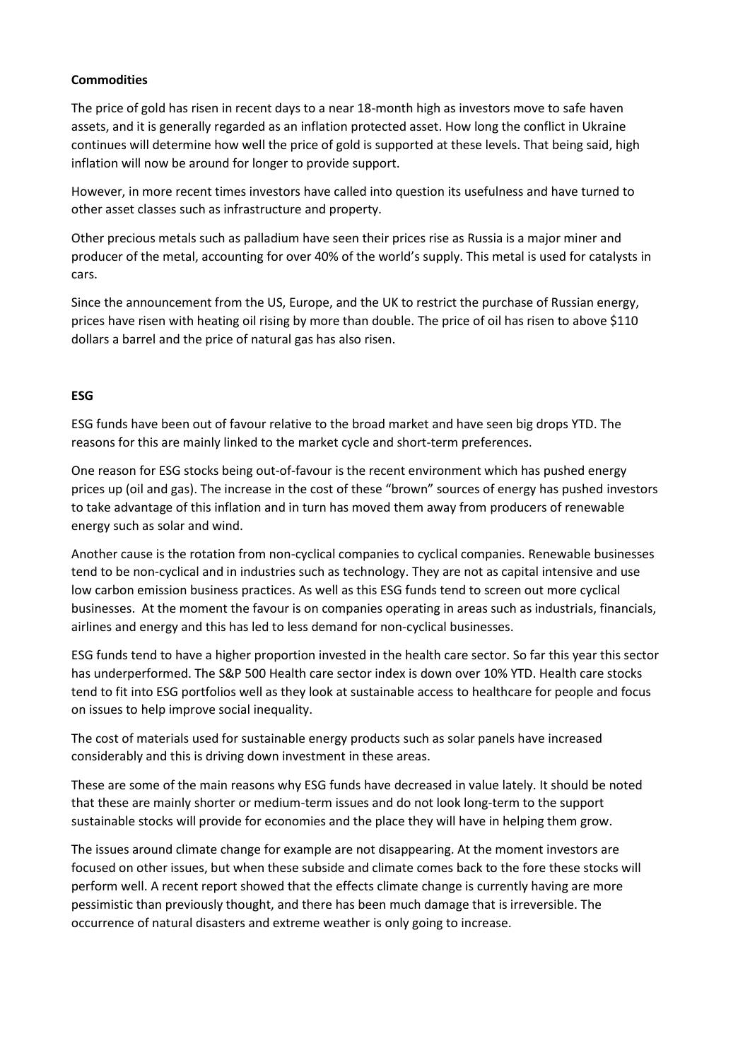**Commodities**

The price of gold has risen in recent days to a near 18-month high as investors move to safe haven assets, and it is generally regarded as an inflation protected asset. How long the conflict in Ukraine continues will determine how well the price of gold is supported at these levels. That being said, high inflation will now be around for longer to provide support.

However, in more recent times investors have called into question its usefulness and have turned to other asset classes such as infrastructure and property.

Other precious metals such as palladium have seen their prices rise as Russia is a major miner and producer of the metal, accounting for over 40% of the world's supply. This metal is used for catalysts in cars.

Since the announcement from the US, Europe, and the UK to restrict the purchase of Russian energy, prices have risen with heating oil rising by more than double. The price of oil has risen to above $110 dollars a barrel and the price of natural gas has also risen.

**ESG**

ESG funds have been out of favour relative to the broad market and have seen big drops YTD. The reasons for this are mainly linked to the market cycle and short-term preferences.

One reason for ESG stocks being out-of-favour is the recent environment which has pushed energy prices up (oil and gas). The increase in the cost of these "brown" sources of energy has pushed investors to take advantage of this inflation and in turn has moved them away from producers of renewable energy such as solar and wind.

Another cause is the rotation from non-cyclical companies to cyclical companies. Renewable businesses tend to be non-cyclical and in industries such as technology. They are not as capital intensive and use low carbon emission business practices. As well as this ESG funds tend to screen out more cyclical businesses. At the moment the favour is on companies operating in areas such as industrials, financials, airlines and energy and this has led to less demand for non-cyclical businesses.

ESG funds tend to have a higher proportion invested in the health care sector. So far this year this sector has underperformed. The S&P 500 Health care sector index is down over 10% YTD. Health care stocks tend to fit into ESG portfolios well as they look at sustainable access to healthcare for people and focus on issues to help improve social inequality.

The cost of materials used for sustainable energy products such as solar panels have increased considerably and this is driving down investment in these areas.

These are some of the main reasons why ESG funds have decreased in value lately. It should be noted that these are mainly shorter or medium-term issues and do not look long-term to the support sustainable stocks will provide for economies and the place they will have in helping them grow.

The issues around climate change for example are not disappearing. At the moment investors are focused on other issues, but when these subside and climate comes back to the fore these stocks will perform well. A recent report showed that the effects climate change is currently having are more pessimistic than previously thought, and there has been much damage that is irreversible. The occurrence of natural disasters and extreme weather is only going to increase.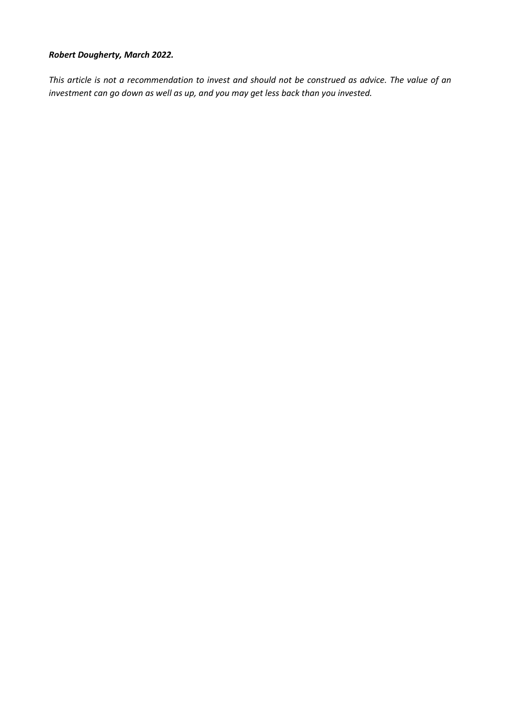***Robert Dougherty, March 2022.***

*This article is not a recommendation to invest and should not be construed as advice. The value of an investment can go down as well as up, and you may get less back than you invested.*